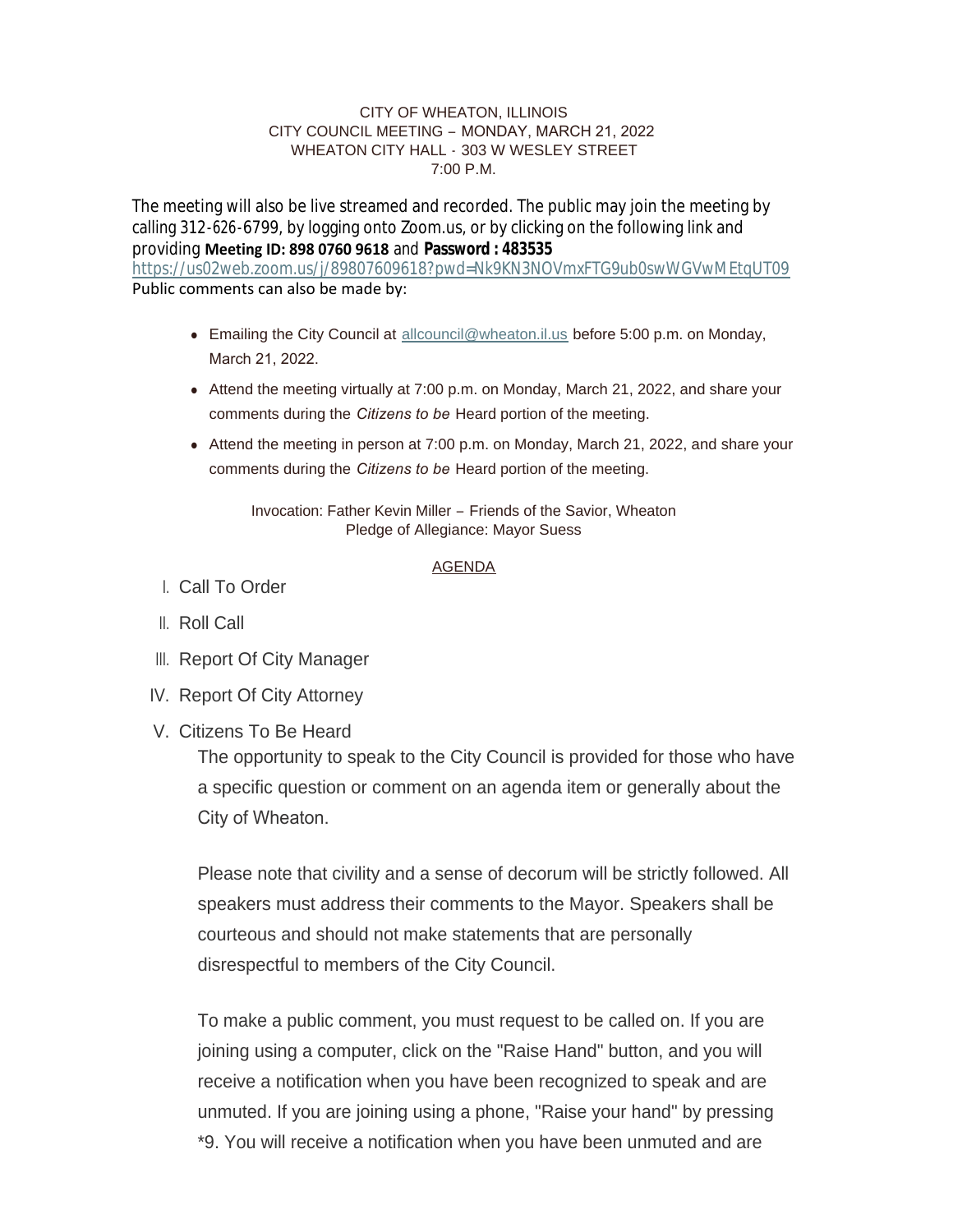CITY OF WHEATON, ILLINOIS
CITY COUNCIL MEETING – MONDAY, MARCH 21, 2022
WHEATON CITY HALL - 303 W WESLEY STREET
7:00 P.M.

The meeting will also be live streamed and recorded. The public may join the meeting by calling 312-626-6799, by logging onto Zoom.us, or by clicking on the following link and providing **Meeting ID: 898 0760 9618** and **Password : 483535**
https://us02web.zoom.us/j/89807609618?pwd=Nk9KN3NOVmxFTG9ub0swWGVwMEtqUT09
Public comments can also be made by:

- Emailing the City Council at allcouncil@wheaton.il.us before 5:00 p.m. on Monday, March 21, 2022.
- Attend the meeting virtually at 7:00 p.m. on Monday, March 21, 2022, and share your comments during the *Citizens to be* Heard portion of the meeting.
- Attend the meeting in person at 7:00 p.m. on Monday, March 21, 2022, and share your comments during the *Citizens to be* Heard portion of the meeting.

Invocation: Father Kevin Miller – Friends of the Savior, Wheaton
Pledge of Allegiance: Mayor Suess

## AGENDA

I. Call To Order

II. Roll Call

III. Report Of City Manager

IV. Report Of City Attorney

V. Citizens To Be Heard

The opportunity to speak to the City Council is provided for those who have a specific question or comment on an agenda item or generally about the City of Wheaton.

Please note that civility and a sense of decorum will be strictly followed. All speakers must address their comments to the Mayor. Speakers shall be courteous and should not make statements that are personally disrespectful to members of the City Council.

To make a public comment, you must request to be called on. If you are joining using a computer, click on the "Raise Hand" button, and you will receive a notification when you have been recognized to speak and are unmuted. If you are joining using a phone, "Raise your hand" by pressing *9. You will receive a notification when you have been unmuted and are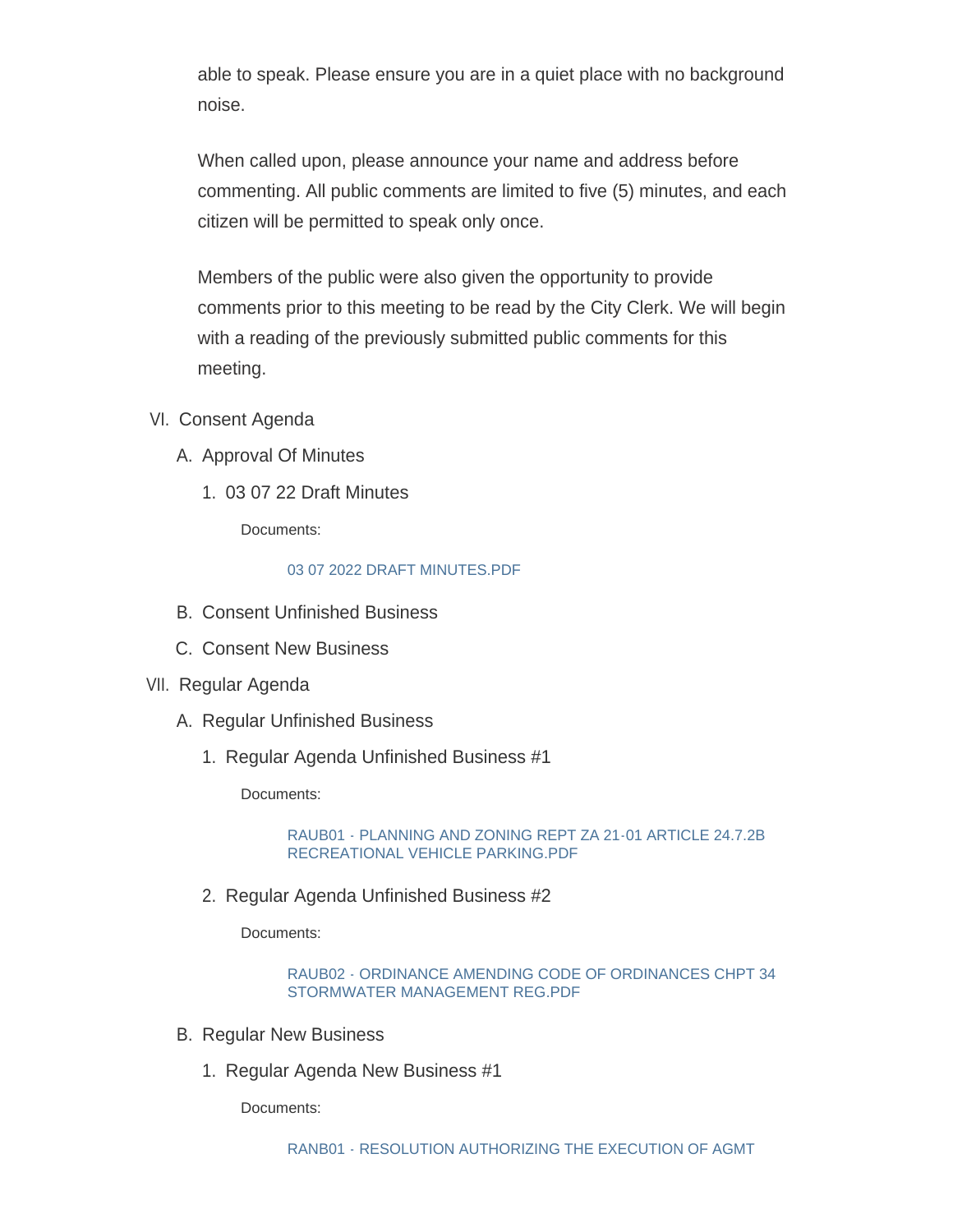able to speak. Please ensure you are in a quiet place with no background noise.

When called upon, please announce your name and address before commenting. All public comments are limited to five (5) minutes, and each citizen will be permitted to speak only once.

Members of the public were also given the opportunity to provide comments prior to this meeting to be read by the City Clerk. We will begin with a reading of the previously submitted public comments for this meeting.

VI. Consent Agenda

A. Approval Of Minutes

1. 03 07 22 Draft Minutes

Documents:

03 07 2022 DRAFT MINUTES.PDF

B. Consent Unfinished Business

C. Consent New Business

VII. Regular Agenda

A. Regular Unfinished Business

1. Regular Agenda Unfinished Business #1

Documents:

RAUB01 - PLANNING AND ZONING REPT ZA 21-01 ARTICLE 24.7.2B RECREATIONAL VEHICLE PARKING.PDF

2. Regular Agenda Unfinished Business #2

Documents:

RAUB02 - ORDINANCE AMENDING CODE OF ORDINANCES CHPT 34 STORMWATER MANAGEMENT REG.PDF

B. Regular New Business

1. Regular Agenda New Business #1

Documents:

RANB01 - RESOLUTION AUTHORIZING THE EXECUTION OF AGMT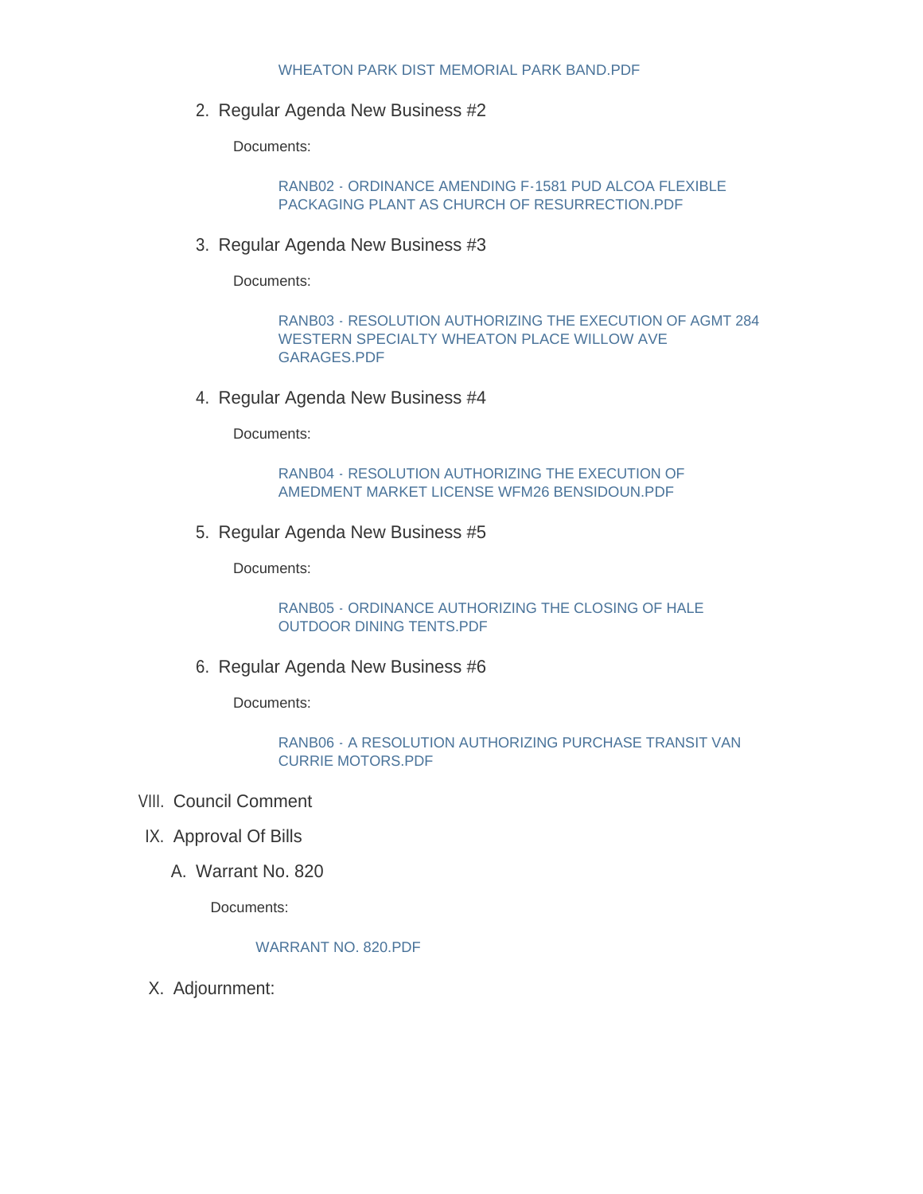WHEATON PARK DIST MEMORIAL PARK BAND.PDF

2. Regular Agenda New Business #2

   Documents:

   RANB02 - ORDINANCE AMENDING F-1581 PUD ALCOA FLEXIBLE PACKAGING PLANT AS CHURCH OF RESURRECTION.PDF

3. Regular Agenda New Business #3

   Documents:

   RANB03 - RESOLUTION AUTHORIZING THE EXECUTION OF AGMT 284 WESTERN SPECIALTY WHEATON PLACE WILLOW AVE GARAGES.PDF

4. Regular Agenda New Business #4

   Documents:

   RANB04 - RESOLUTION AUTHORIZING THE EXECUTION OF AMEDMENT MARKET LICENSE WFM26 BENSIDOUN.PDF

5. Regular Agenda New Business #5

   Documents:

   RANB05 - ORDINANCE AUTHORIZING THE CLOSING OF HALE OUTDOOR DINING TENTS.PDF

6. Regular Agenda New Business #6

   Documents:

   RANB06 - A RESOLUTION AUTHORIZING PURCHASE TRANSIT VAN CURRIE MOTORS.PDF

VIII. Council Comment

IX. Approval Of Bills

A. Warrant No. 820

   Documents:

   WARRANT NO. 820.PDF

X. Adjournment: